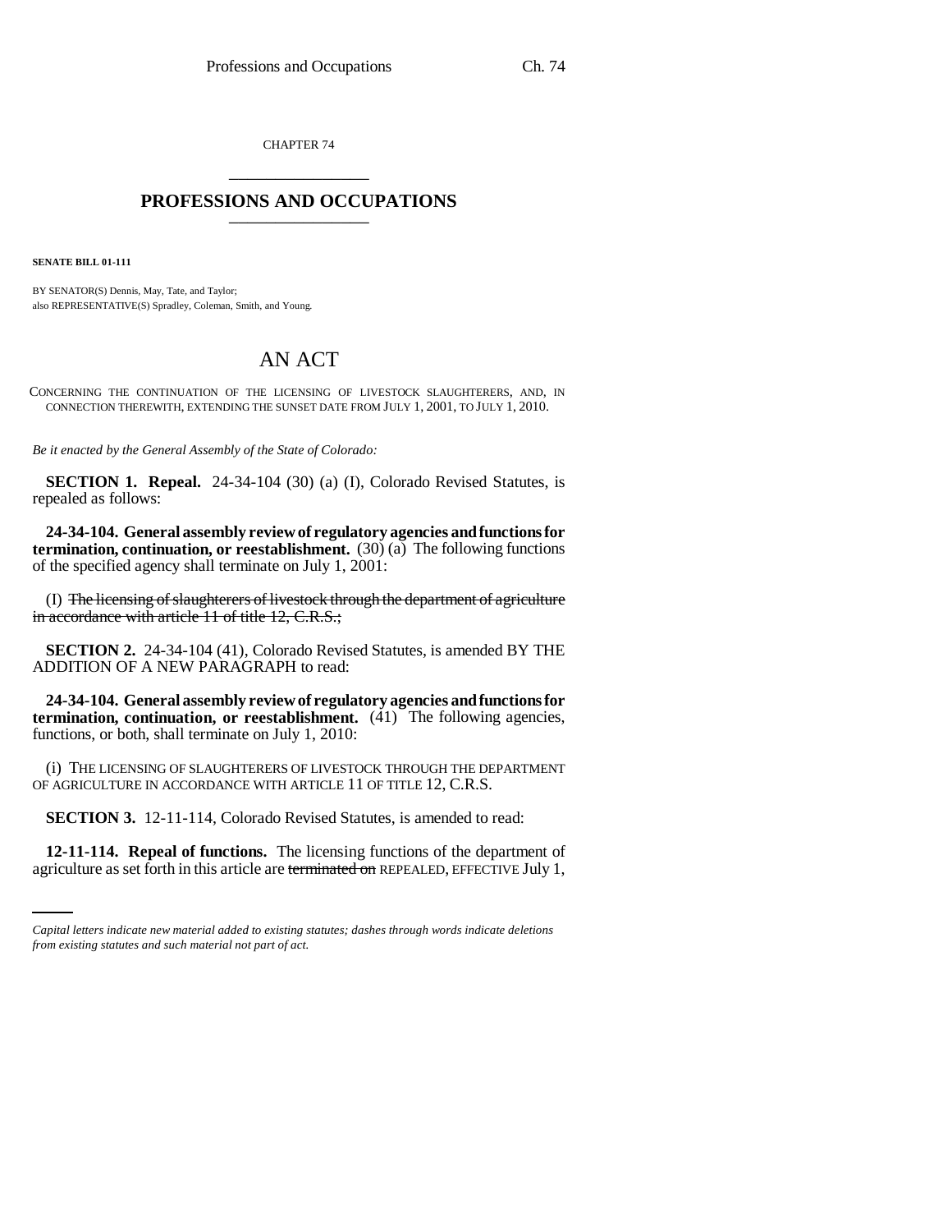CHAPTER 74

## PROFESSIONS AND OCCUPATIONS

**SENATE BILL 01-111**

BY SENATOR(S) Dennis, May, Tate, and Taylor;
also REPRESENTATIVE(S) Spradley, Coleman, Smith, and Young.

# AN ACT

CONCERNING THE CONTINUATION OF THE LICENSING OF LIVESTOCK SLAUGHTERERS, AND, IN CONNECTION THEREWITH, EXTENDING THE SUNSET DATE FROM JULY 1, 2001, TO JULY 1, 2010.

*Be it enacted by the General Assembly of the State of Colorado:*

**SECTION 1. Repeal.** 24-34-104 (30) (a) (I), Colorado Revised Statutes, is repealed as follows:

**24-34-104. General assembly review of regulatory agencies and functions for termination, continuation, or reestablishment.** (30) (a) The following functions of the specified agency shall terminate on July 1, 2001:

(I) ~~The licensing of slaughterers of livestock through the department of agriculture in accordance with article 11 of title 12, C.R.S.;~~

**SECTION 2.** 24-34-104 (41), Colorado Revised Statutes, is amended BY THE ADDITION OF A NEW PARAGRAPH to read:

**24-34-104. General assembly review of regulatory agencies and functions for termination, continuation, or reestablishment.** (41) The following agencies, functions, or both, shall terminate on July 1, 2010:

(i) THE LICENSING OF SLAUGHTERERS OF LIVESTOCK THROUGH THE DEPARTMENT OF AGRICULTURE IN ACCORDANCE WITH ARTICLE 11 OF TITLE 12, C.R.S.

**SECTION 3.** 12-11-114, Colorado Revised Statutes, is amended to read:

**12-11-114. Repeal of functions.** The licensing functions of the department of agriculture as set forth in this article are ~~terminated on~~ REPEALED, EFFECTIVE July 1,

*Capital letters indicate new material added to existing statutes; dashes through words indicate deletions from existing statutes and such material not part of act.*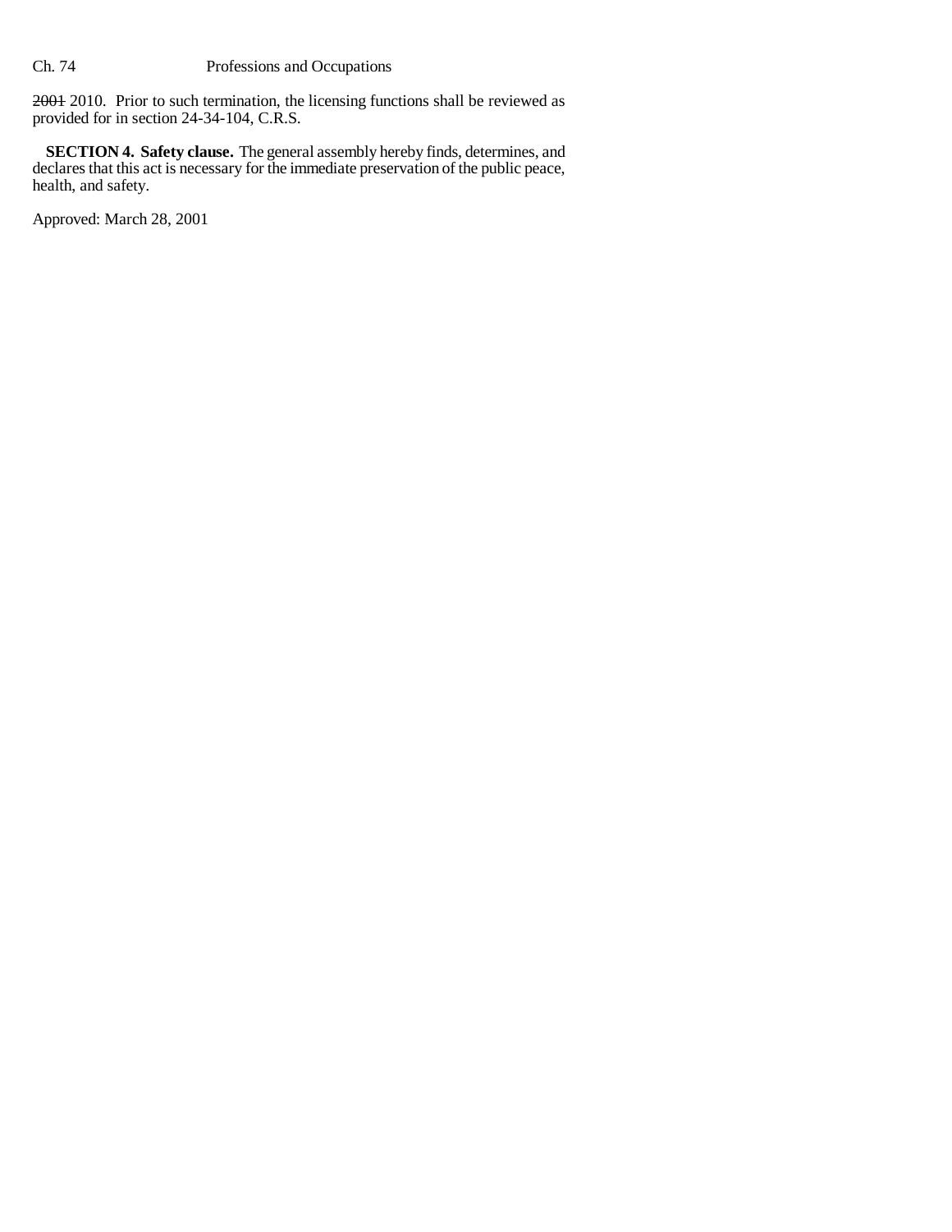~~2001~~ 2010. Prior to such termination, the licensing functions shall be reviewed as provided for in section 24-34-104, C.R.S.

**SECTION 4. Safety clause.** The general assembly hereby finds, determines, and declares that this act is necessary for the immediate preservation of the public peace, health, and safety.

Approved: March 28, 2001